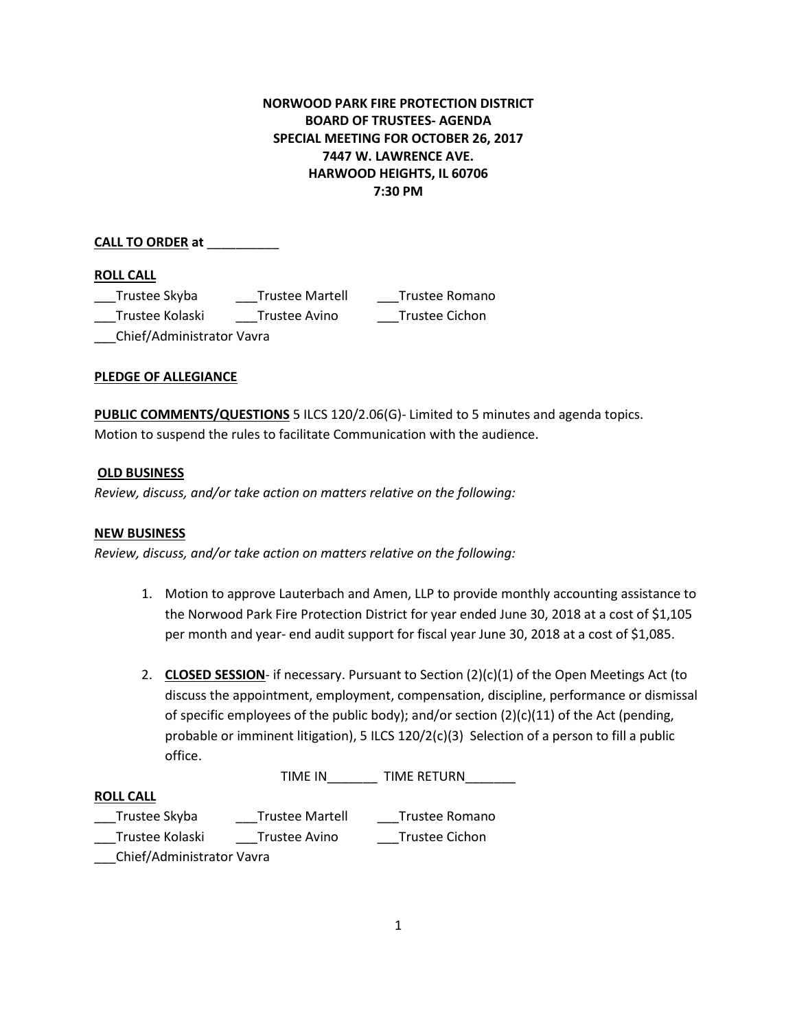**NORWOOD PARK FIRE PROTECTION DISTRICT**
**BOARD OF TRUSTEES- AGENDA**
**SPECIAL MEETING FOR OCTOBER 26, 2017**
**7447 W. LAWRENCE AVE.**
**HARWOOD HEIGHTS, IL 60706**
**7:30 PM**

**CALL TO ORDER at** __________

**ROLL CALL**

___Trustee Skyba ___Trustee Martell ___Trustee Romano
___Trustee Kolaski ___Trustee Avino ___Trustee Cichon
___Chief/Administrator Vavra

**PLEDGE OF ALLEGIANCE**

**PUBLIC COMMENTS/QUESTIONS** 5 ILCS 120/2.06(G)- Limited to 5 minutes and agenda topics. Motion to suspend the rules to facilitate Communication with the audience.

**OLD BUSINESS**

*Review, discuss, and/or take action on matters relative on the following:*

**NEW BUSINESS**

*Review, discuss, and/or take action on matters relative on the following:*

1. Motion to approve Lauterbach and Amen, LLP to provide monthly accounting assistance to the Norwood Park Fire Protection District for year ended June 30, 2018 at a cost of $1,105 per month and year- end audit support for fiscal year June 30, 2018 at a cost of $1,085.

2. **CLOSED SESSION**- if necessary. Pursuant to Section (2)(c)(1) of the Open Meetings Act (to discuss the appointment, employment, compensation, discipline, performance or dismissal of specific employees of the public body); and/or section (2)(c)(11) of the Act (pending, probable or imminent litigation), 5 ILCS 120/2(c)(3) Selection of a person to fill a public office.

   TIME IN_______ TIME RETURN_______

**ROLL CALL**

___Trustee Skyba ___Trustee Martell ___Trustee Romano
___Trustee Kolaski ___Trustee Avino ___Trustee Cichon
___Chief/Administrator Vavra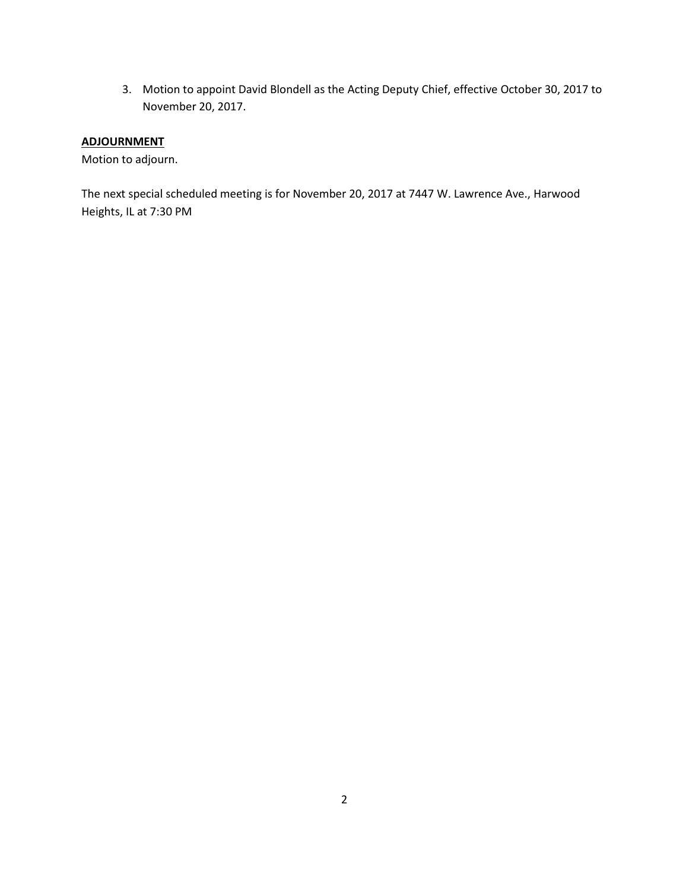3. Motion to appoint David Blondell as the Acting Deputy Chief, effective October 30, 2017 to November 20, 2017.

**ADJOURNMENT**

Motion to adjourn.

The next special scheduled meeting is for November 20, 2017 at 7447 W. Lawrence Ave., Harwood Heights, IL at 7:30 PM